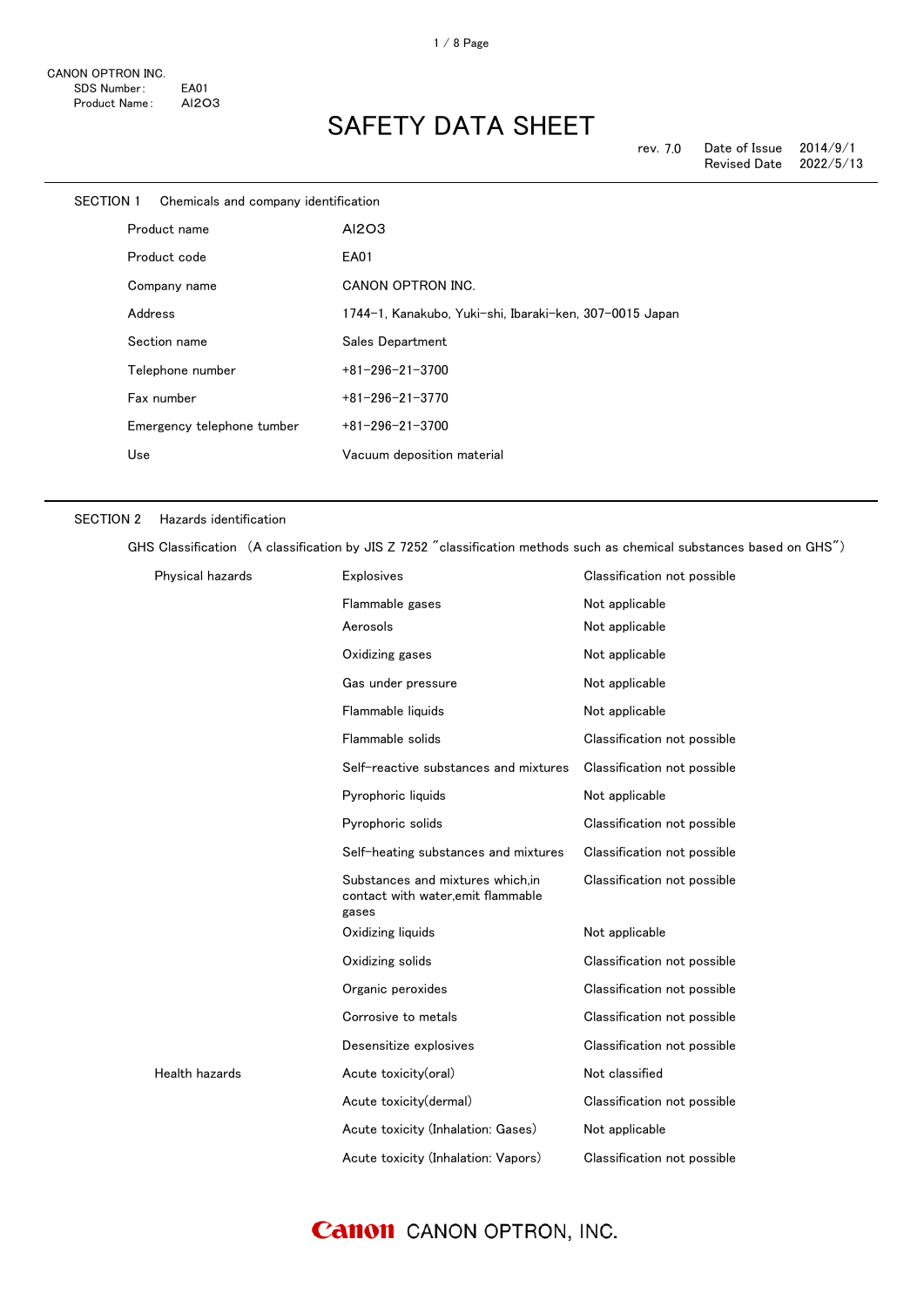CANON OPTRON INC.
SDS Number: EA01
Product Name: Al2O3

# SAFETY DATA SHEET

rev. 7.0 Date of Issue 2014/9/1
Revised Date 2022/5/13

## SECTION 1 Chemicals and company identification

| | |
|---|---|
| Product name | Al2O3 |
| Product code | EA01 |
| Company name | CANON OPTRON INC. |
| Address | 1744-1, Kanakubo, Yuki-shi, Ibaraki-ken, 307-0015 Japan |
| Section name | Sales Department |
| Telephone number | +81-296-21-3700 |
| Fax number | +81-296-21-3770 |
| Emergency telephone tumber | +81-296-21-3700 |
| Use | Vacuum deposition material |

## SECTION 2 Hazards identification

GHS Classification （A classification by JIS Z 7252 "classification methods such as chemical substances based on GHS"）

| | | |
|---|---|---|
| Physical hazards | Explosives | Classification not possible |
| | Flammable gases | Not applicable |
| | Aerosols | Not applicable |
| | Oxidizing gases | Not applicable |
| | Gas under pressure | Not applicable |
| | Flammable liquids | Not applicable |
| | Flammable solids | Classification not possible |
| | Self-reactive substances and mixtures | Classification not possible |
| | Pyrophoric liquids | Not applicable |
| | Pyrophoric solids | Classification not possible |
| | Self-heating substances and mixtures | Classification not possible |
| | Substances and mixtures which,in contact with water,emit flammable gases | Classification not possible |
| | Oxidizing liquids | Not applicable |
| | Oxidizing solids | Classification not possible |
| | Organic peroxides | Classification not possible |
| | Corrosive to metals | Classification not possible |
| | Desensitize explosives | Classification not possible |
| Health hazards | Acute toxicity(oral) | Not classified |
| | Acute toxicity(dermal) | Classification not possible |
| | Acute toxicity (Inhalation: Gases) | Not applicable |
| | Acute toxicity (Inhalation: Vapors) | Classification not possible |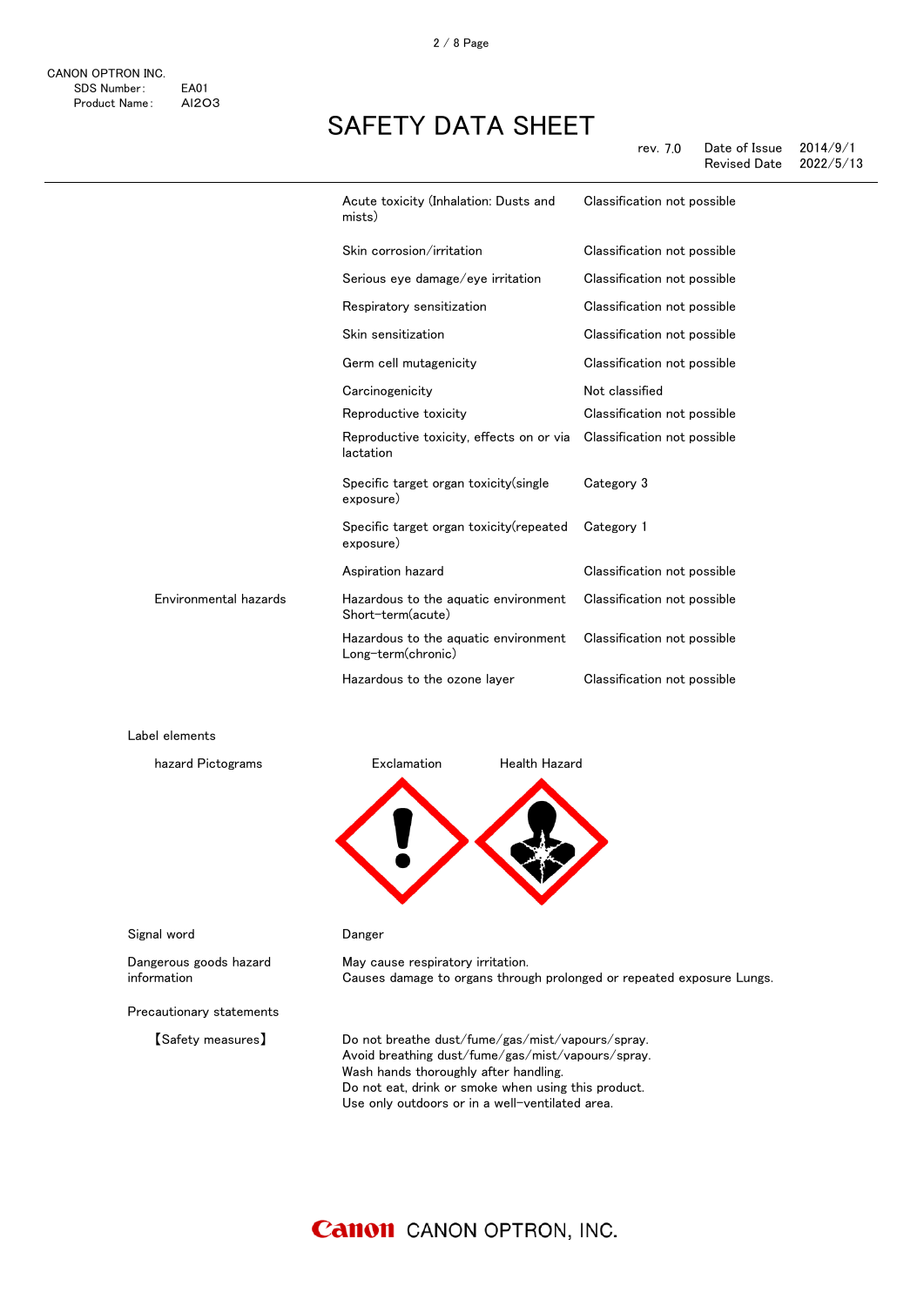| | | |
|---|---|---|
| | Acute toxicity (Inhalation: Dusts and mists) | Classification not possible |
| | Skin corrosion/irritation | Classification not possible |
| | Serious eye damage/eye irritation | Classification not possible |
| | Respiratory sensitization | Classification not possible |
| | Skin sensitization | Classification not possible |
| | Germ cell mutagenicity | Classification not possible |
| | Carcinogenicity | Not classified |
| | Reproductive toxicity | Classification not possible |
| | Reproductive toxicity, effects on or via lactation | Classification not possible |
| | Specific target organ toxicity(single exposure) | Category 3 |
| | Specific target organ toxicity(repeated exposure) | Category 1 |
| | Aspiration hazard | Classification not possible |
| Environmental hazards | Hazardous to the aquatic environment Short-term(acute) | Classification not possible |
| | Hazardous to the aquatic environment Long-term(chronic) | Classification not possible |
| | Hazardous to the ozone layer | Classification not possible |

Label elements

hazard Pictograms: Exclamation, Health Hazard

Signal word: Danger

Dangerous goods hazard information:
May cause respiratory irritation.
Causes damage to organs through prolonged or repeated exposure Lungs.

Precautionary statements

【Safety measures】
Do not breathe dust/fume/gas/mist/vapours/spray.
Avoid breathing dust/fume/gas/mist/vapours/spray.
Wash hands thoroughly after handling.
Do not eat, drink or smoke when using this product.
Use only outdoors or in a well-ventilated area.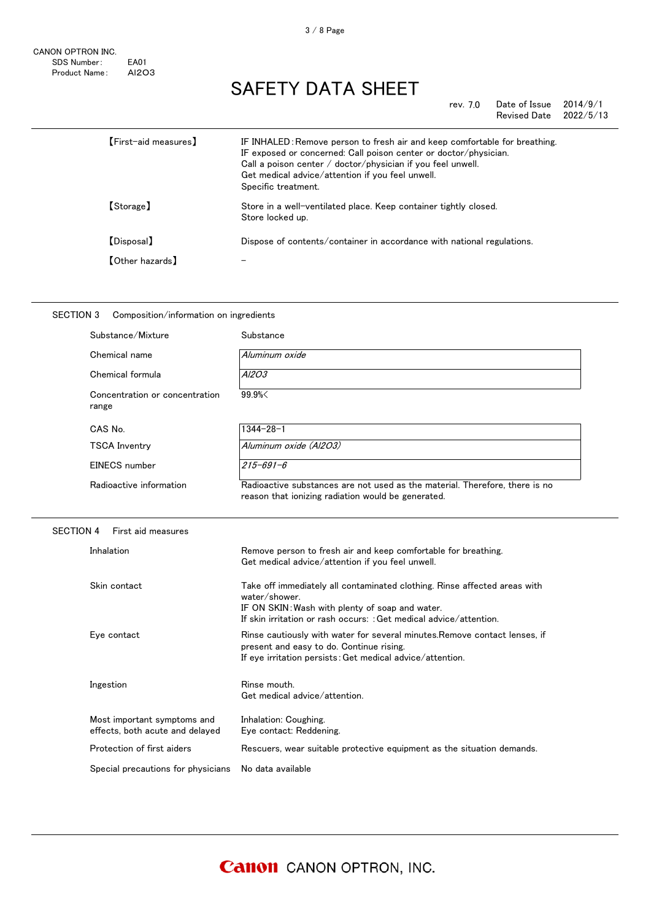| | |
|---|---|
| 【First-aid measures】 | IF INHALED: Remove person to fresh air and keep comfortable for breathing.<br>IF exposed or concerned: Call poison center or doctor/physician.<br>Call a poison center / doctor/physician if you feel unwell.<br>Get medical advice/attention if you feel unwell.<br>Specific treatment. |
| 【Storage】 | Store in a well-ventilated place. Keep container tightly closed.<br>Store locked up. |
| 【Disposal】 | Dispose of contents/container in accordance with national regulations. |
| 【Other hazards】 | − |

## SECTION 3 Composition/information on ingredients

| | |
|---|---|
| Substance/Mixture | Substance |
| Chemical name | *Aluminum oxide* |
| Chemical formula | *Al2O3* |
| Concentration or concentration range | 99.9%< |
| CAS No. | 1344-28-1 |
| TSCA Inventry | *Aluminum oxide (Al2O3)* |
| EINECS number | *215-691-6* |
| Radioactive information | Radioactive substances are not used as the material. Therefore, there is no reason that ionizing radiation would be generated. |

## SECTION 4 First aid measures

| | |
|---|---|
| Inhalation | Remove person to fresh air and keep comfortable for breathing.<br>Get medical advice/attention if you feel unwell. |
| Skin contact | Take off immediately all contaminated clothing. Rinse affected areas with water/shower.<br>IF ON SKIN: Wash with plenty of soap and water.<br>If skin irritation or rash occurs: : Get medical advice/attention. |
| Eye contact | Rinse cautiously with water for several minutes.Remove contact lenses, if present and easy to do. Continue rising.<br>If eye irritation persists: Get medical advice/attention. |
| Ingestion | Rinse mouth.<br>Get medical advice/attention. |
| Most important symptoms and effects, both acute and delayed | Inhalation: Coughing.<br>Eye contact: Reddening. |
| Protection of first aiders | Rescuers, wear suitable protective equipment as the situation demands. |
| Special precautions for physicians | No data available |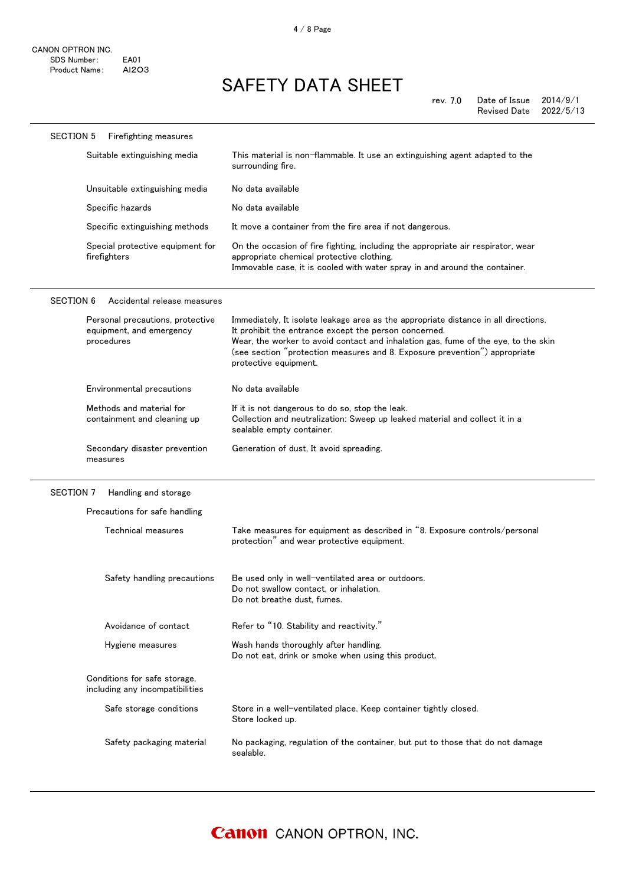## SECTION 5 Firefighting measures

| | |
|---|---|
| Suitable extinguishing media | This material is non-flammable. It use an extinguishing agent adapted to the surrounding fire. |
| Unsuitable extinguishing media | No data available |
| Specific hazards | No data available |
| Specific extinguishing methods | It move a container from the fire area if not dangerous. |
| Special protective equipment for firefighters | On the occasion of fire fighting, including the appropriate air respirator, wear appropriate chemical protective clothing.<br>Immovable case, it is cooled with water spray in and around the container. |

## SECTION 6 Accidental release measures

| | |
|---|---|
| Personal precautions, protective equipment, and emergency procedures | Immediately, It isolate leakage area as the appropriate distance in all directions.<br>It prohibit the entrance except the person concerned.<br>Wear, the worker to avoid contact and inhalation gas, fume of the eye, to the skin (see section "protection measures and 8. Exposure prevention") appropriate protective equipment. |
| Environmental precautions | No data available |
| Methods and material for containment and cleaning up | If it is not dangerous to do so, stop the leak.<br>Collection and neutralization: Sweep up leaked material and collect it in a sealable empty container. |
| Secondary disaster prevention measures | Generation of dust, It avoid spreading. |

## SECTION 7 Handling and storage

**Precautions for safe handling**

| | |
|---|---|
| Technical measures | Take measures for equipment as described in "8. Exposure controls/personal protection" and wear protective equipment. |
| Safety handling precautions | Be used only in well-ventilated area or outdoors.<br>Do not swallow contact, or inhalation.<br>Do not breathe dust, fumes. |
| Avoidance of contact | Refer to "10. Stability and reactivity." |
| Hygiene measures | Wash hands thoroughly after handling.<br>Do not eat, drink or smoke when using this product. |

**Conditions for safe storage, including any incompatibilities**

| | |
|---|---|
| Safe storage conditions | Store in a well-ventilated place. Keep container tightly closed.<br>Store locked up. |
| Safety packaging material | No packaging, regulation of the container, but put to those that do not damage sealable. |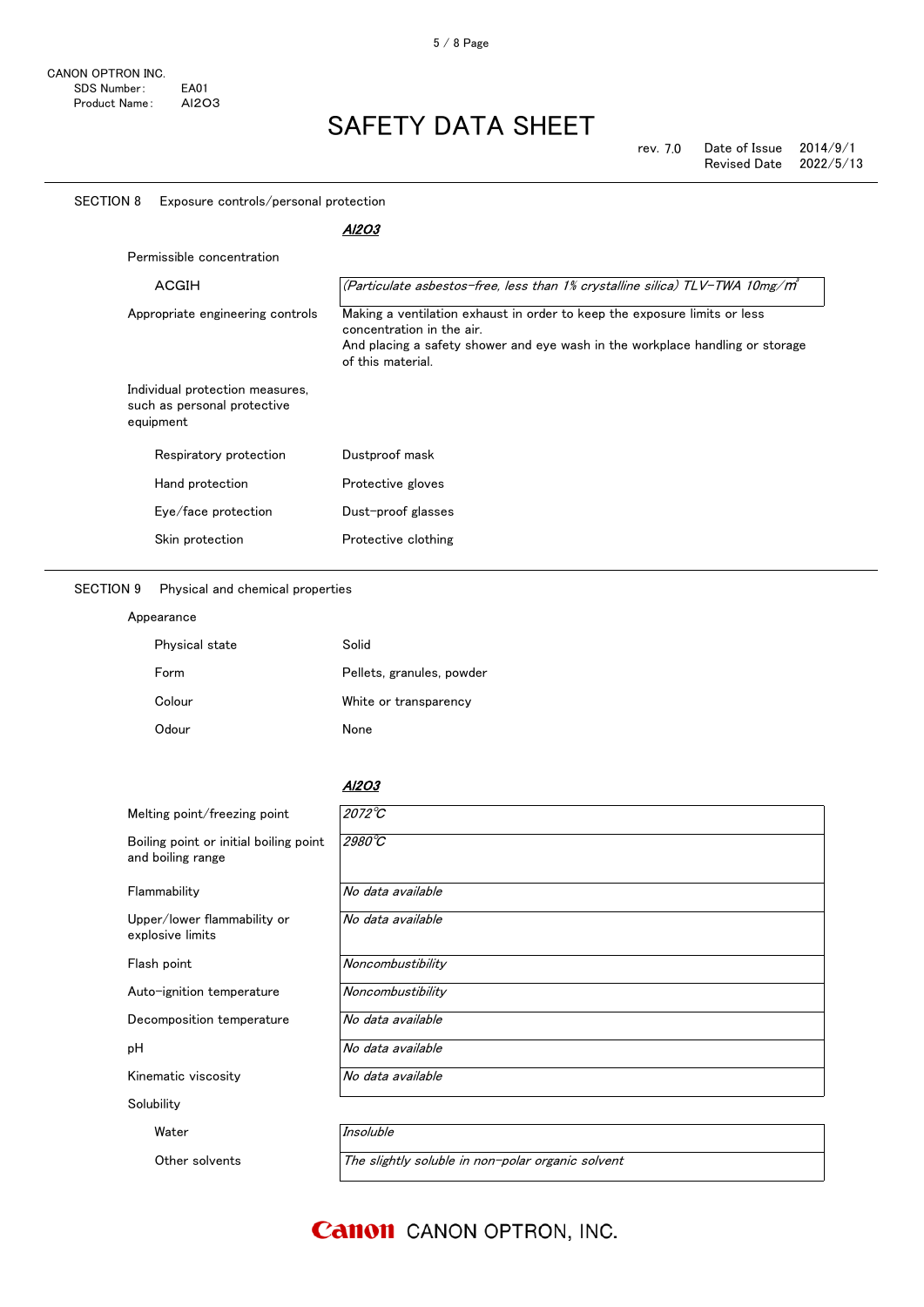CANON OPTRON INC.
SDS Number: EA01
Product Name: $Al_2O_3$

# SAFETY DATA SHEET

rev. 7.0 | Date of Issue 2014/9/1 | Revised Date 2022/5/13

## SECTION 8 Exposure controls/personal protection

| | *$Al_2O_3$* |
|---|---|
| Permissible concentration | |
| ACGIH | *(Particulate asbestos-free, less than 1% crystalline silica) TLV-TWA 10mg/m$^3$* |
| Appropriate engineering controls | Making a ventilation exhaust in order to keep the exposure limits or less concentration in the air. And placing a safety shower and eye wash in the workplace handling or storage of this material. |
| Individual protection measures, such as personal protective equipment | |
| Respiratory protection | Dustproof mask |
| Hand protection | Protective gloves |
| Eye/face protection | Dust-proof glasses |
| Skin protection | Protective clothing |

## SECTION 9 Physical and chemical properties

Appearance

| | |
|---|---|
| Physical state | Solid |
| Form | Pellets, granules, powder |
| Colour | White or transparency |
| Odour | None |

| | *$Al_2O_3$* |
|---|---|
| Melting point/freezing point | *2072℃* |
| Boiling point or initial boiling point and boiling range | *2980℃* |
| Flammability | *No data available* |
| Upper/lower flammability or explosive limits | *No data available* |
| Flash point | *Noncombustibility* |
| Auto-ignition temperature | *Noncombustibility* |
| Decomposition temperature | *No data available* |
| pH | *No data available* |
| Kinematic viscosity | *No data available* |
| Solubility | |
| Water | *Insoluble* |
| Other solvents | *The slightly soluble in non-polar organic solvent* |

Canon CANON OPTRON, INC.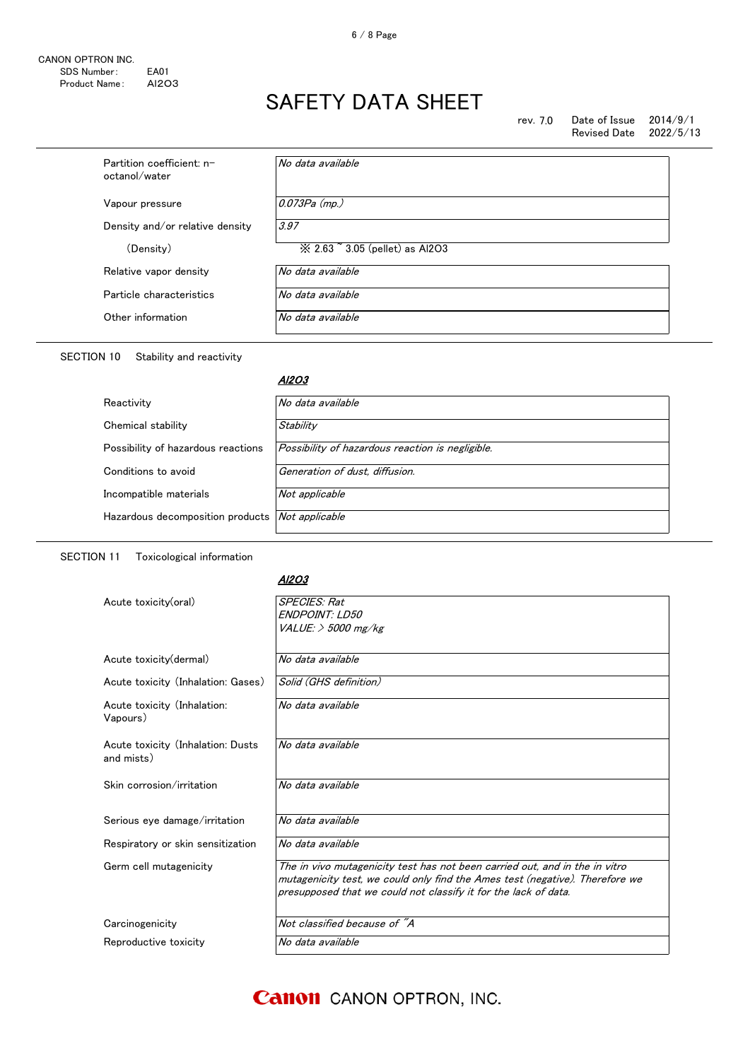| | |
|---|---|
| Partition coefficient: n-octanol/water | *No data available* |
| Vapour pressure | *0.073Pa (mp.)* |
| Density and/or relative density | *3.97* |
| (Density) | ※ 2.63 ~ 3.05 (pellet) as Al2O3 |
| Relative vapor density | *No data available* |
| Particle characteristics | *No data available* |
| Other information | *No data available* |

## SECTION 10 Stability and reactivity

| | ***Al2O3*** |
|---|---|
| Reactivity | *No data available* |
| Chemical stability | *Stability* |
| Possibility of hazardous reactions | *Possibility of hazardous reaction is negligible.* |
| Conditions to avoid | *Generation of dust, diffusion.* |
| Incompatible materials | *Not applicable* |
| Hazardous decomposition products | *Not applicable* |

## SECTION 11 Toxicological information

| | ***Al2O3*** |
|---|---|
| Acute toxicity(oral) | *SPECIES: Rat*<br>*ENDPOINT: LD50*<br>*VALUE: > 5000 mg/kg* |
| Acute toxicity(dermal) | *No data available* |
| Acute toxicity (Inhalation: Gases) | *Solid (GHS definition)* |
| Acute toxicity (Inhalation: Vapours) | *No data available* |
| Acute toxicity (Inhalation: Dusts and mists) | *No data available* |
| Skin corrosion/irritation | *No data available* |
| Serious eye damage/irritation | *No data available* |
| Respiratory or skin sensitization | *No data available* |
| Germ cell mutagenicity | *The in vivo mutagenicity test has not been carried out, and in the in vitro mutagenicity test, we could only find the Ames test (negative). Therefore we presupposed that we could not classify it for the lack of data.* |
| Carcinogenicity | *Not classified because of "A* |
| Reproductive toxicity | *No data available* |

**Canon** CANON OPTRON, INC.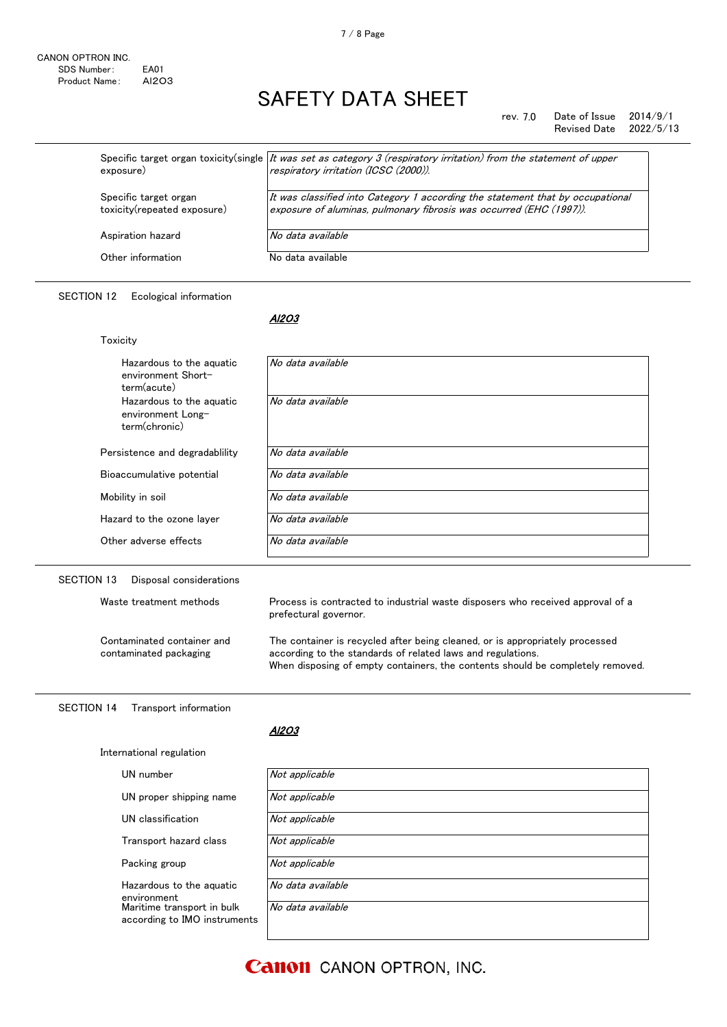# SAFETY DATA SHEET

rev. 7.0 Date of Issue 2014/9/1
Revised Date 2022/5/13

| | |
|---|---|
| Specific target organ toxicity(single exposure) | *It was set as category 3 (respiratory irritation) from the statement of upper respiratory irritation (ICSC (2000)).* |
| Specific target organ toxicity(repeated exposure) | *It was classified into Category 1 according the statement that by occupational exposure of aluminas, pulmonary fibrosis was occurred (EHC (1997)).* |
| Aspiration hazard | *No data available* |
| Other information | No data available |

## SECTION 12 Ecological information

***Al2O3***

Toxicity

| | |
|---|---|
| Hazardous to the aquatic environment Short-term(acute) | *No data available* |
| Hazardous to the aquatic environment Long-term(chronic) | *No data available* |
| Persistence and degradablility | *No data available* |
| Bioaccumulative potential | *No data available* |
| Mobility in soil | *No data available* |
| Hazard to the ozone layer | *No data available* |
| Other adverse effects | *No data available* |

## SECTION 13 Disposal considerations

| | |
|---|---|
| Waste treatment methods | Process is contracted to industrial waste disposers who received approval of a prefectural governor. |
| Contaminated container and contaminated packaging | The container is recycled after being cleaned, or is appropriately processed according to the standards of related laws and regulations. When disposing of empty containers, the contents should be completely removed. |

## SECTION 14 Transport information

***Al2O3***

International regulation

| | |
|---|---|
| UN number | *Not applicable* |
| UN proper shipping name | *Not applicable* |
| UN classification | *Not applicable* |
| Transport hazard class | *Not applicable* |
| Packing group | *Not applicable* |
| Hazardous to the aquatic environment | *No data available* |
| Maritime transport in bulk according to IMO instruments | *No data available* |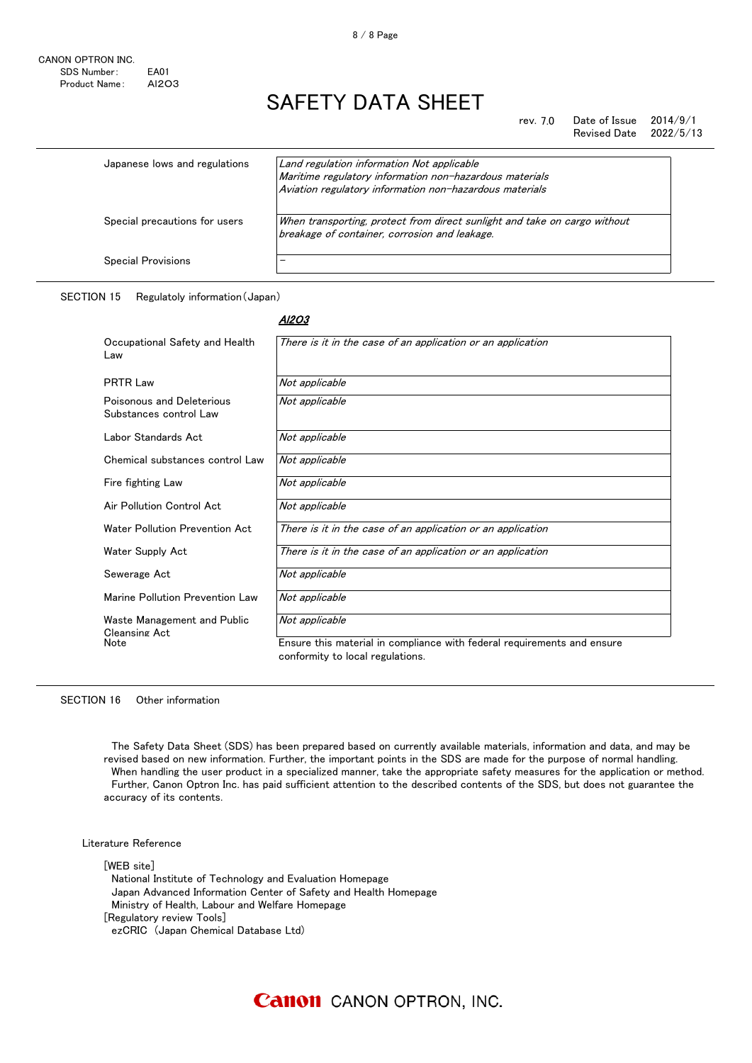| | |
|---|---|
| Japanese lows and regulations | *Land regulation information Not applicable*<br>*Maritime regulatory information non-hazardous materials*<br>*Aviation regulatory information non-hazardous materials* |
| Special precautions for users | *When transporting, protect from direct sunlight and take on cargo without breakage of container, corrosion and leakage.* |
| Special Provisions | – |

SECTION 15 Regulatoly information(Japan)

| | ***Al2O3*** |
|---|---|
| Occupational Safety and Health Law | *There is it in the case of an application or an application* |
| PRTR Law | *Not applicable* |
| Poisonous and Deleterious Substances control Law | *Not applicable* |
| Labor Standards Act | *Not applicable* |
| Chemical substances control Law | *Not applicable* |
| Fire fighting Law | *Not applicable* |
| Air Pollution Control Act | *Not applicable* |
| Water Pollution Prevention Act | *There is it in the case of an application or an application* |
| Water Supply Act | *There is it in the case of an application or an application* |
| Sewerage Act | *Not applicable* |
| Marine Pollution Prevention Law | *Not applicable* |
| Waste Management and Public Cleansing Act | *Not applicable* |
| Note | Ensure this material in compliance with federal requirements and ensure conformity to local regulations. |

SECTION 16 Other information

The Safety Data Sheet (SDS) has been prepared based on currently available materials, information and data, and may be revised based on new information. Further, the important points in the SDS are made for the purpose of normal handling.
When handling the user product in a specialized manner, take the appropriate safety measures for the application or method.
Further, Canon Optron Inc. has paid sufficient attention to the described contents of the SDS, but does not guarantee the accuracy of its contents.

Literature Reference

[WEB site]
National Institute of Technology and Evaluation Homepage
Japan Advanced Information Center of Safety and Health Homepage
Ministry of Health, Labour and Welfare Homepage
[Regulatory review Tools]
ezCRIC (Japan Chemical Database Ltd)